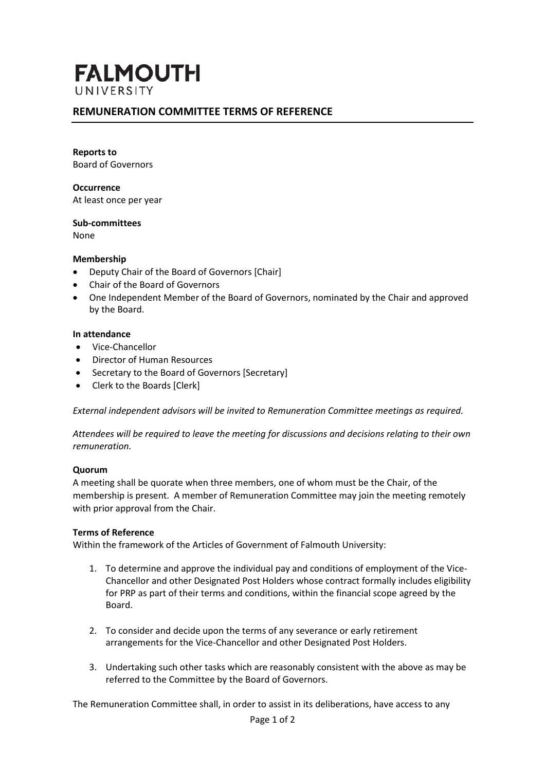# FALMOUTH
UNIVERSITY

## REMUNERATION COMMITTEE TERMS OF REFERENCE

**Reports to**
Board of Governors

**Occurrence**
At least once per year

**Sub-committees**
None

**Membership**

- Deputy Chair of the Board of Governors [Chair]
- Chair of the Board of Governors
- One Independent Member of the Board of Governors, nominated by the Chair and approved by the Board.

**In attendance**

- Vice-Chancellor
- Director of Human Resources
- Secretary to the Board of Governors [Secretary]
- Clerk to the Boards [Clerk]

*External independent advisors will be invited to Remuneration Committee meetings as required.*

*Attendees will be required to leave the meeting for discussions and decisions relating to their own remuneration.*

**Quorum**
A meeting shall be quorate when three members, one of whom must be the Chair, of the membership is present. A member of Remuneration Committee may join the meeting remotely with prior approval from the Chair.

**Terms of Reference**
Within the framework of the Articles of Government of Falmouth University:

1. To determine and approve the individual pay and conditions of employment of the Vice-Chancellor and other Designated Post Holders whose contract formally includes eligibility for PRP as part of their terms and conditions, within the financial scope agreed by the Board.

2. To consider and decide upon the terms of any severance or early retirement arrangements for the Vice-Chancellor and other Designated Post Holders.

3. Undertaking such other tasks which are reasonably consistent with the above as may be referred to the Committee by the Board of Governors.

The Remuneration Committee shall, in order to assist in its deliberations, have access to any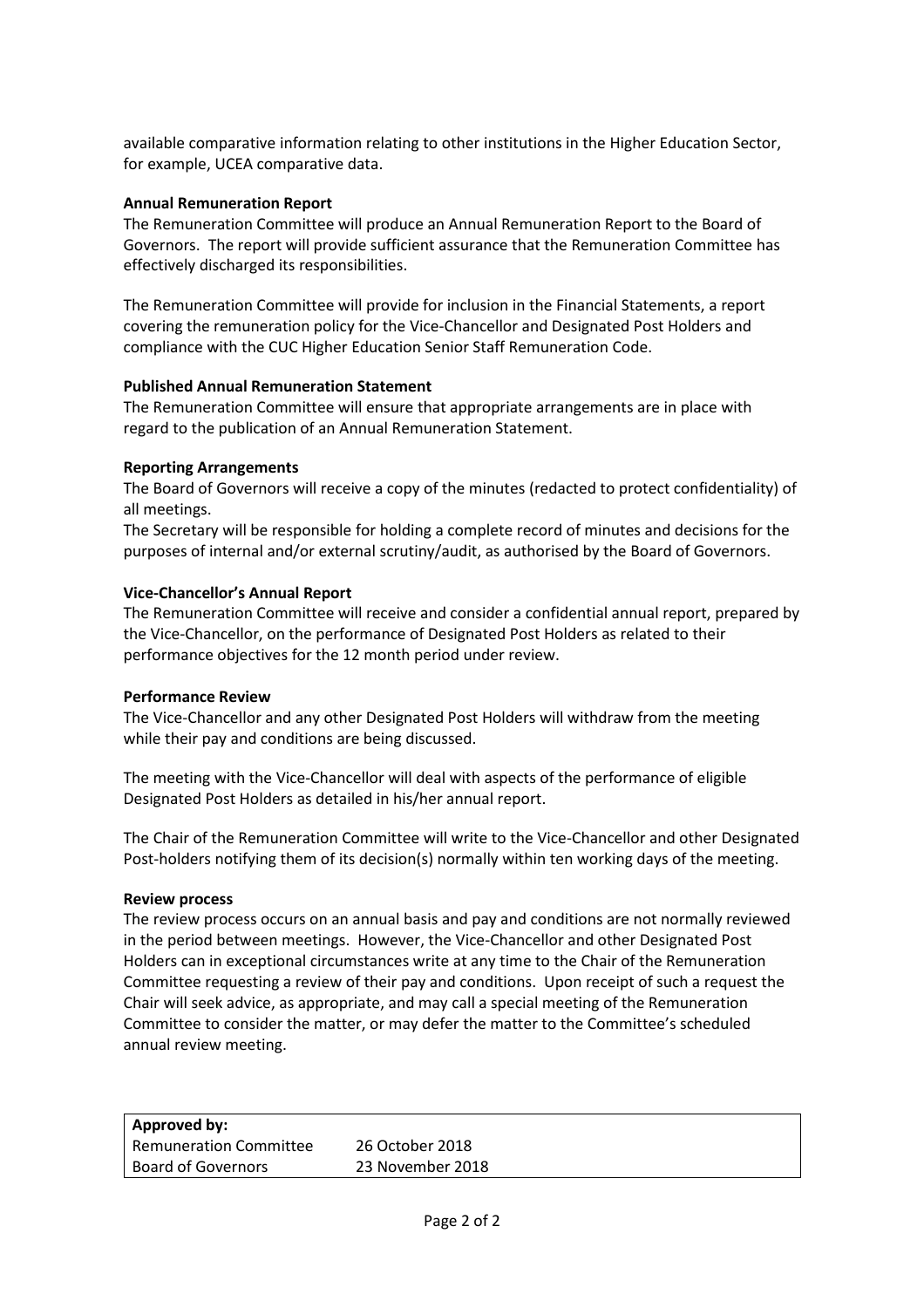available comparative information relating to other institutions in the Higher Education Sector, for example, UCEA comparative data.

**Annual Remuneration Report**

The Remuneration Committee will produce an Annual Remuneration Report to the Board of Governors. The report will provide sufficient assurance that the Remuneration Committee has effectively discharged its responsibilities.

The Remuneration Committee will provide for inclusion in the Financial Statements, a report covering the remuneration policy for the Vice-Chancellor and Designated Post Holders and compliance with the CUC Higher Education Senior Staff Remuneration Code.

**Published Annual Remuneration Statement**

The Remuneration Committee will ensure that appropriate arrangements are in place with regard to the publication of an Annual Remuneration Statement.

**Reporting Arrangements**

The Board of Governors will receive a copy of the minutes (redacted to protect confidentiality) of all meetings.

The Secretary will be responsible for holding a complete record of minutes and decisions for the purposes of internal and/or external scrutiny/audit, as authorised by the Board of Governors.

**Vice-Chancellor's Annual Report**

The Remuneration Committee will receive and consider a confidential annual report, prepared by the Vice-Chancellor, on the performance of Designated Post Holders as related to their performance objectives for the 12 month period under review.

**Performance Review**

The Vice-Chancellor and any other Designated Post Holders will withdraw from the meeting while their pay and conditions are being discussed.

The meeting with the Vice-Chancellor will deal with aspects of the performance of eligible Designated Post Holders as detailed in his/her annual report.

The Chair of the Remuneration Committee will write to the Vice-Chancellor and other Designated Post-holders notifying them of its decision(s) normally within ten working days of the meeting.

**Review process**

The review process occurs on an annual basis and pay and conditions are not normally reviewed in the period between meetings. However, the Vice-Chancellor and other Designated Post Holders can in exceptional circumstances write at any time to the Chair of the Remuneration Committee requesting a review of their pay and conditions. Upon receipt of such a request the Chair will seek advice, as appropriate, and may call a special meeting of the Remuneration Committee to consider the matter, or may defer the matter to the Committee's scheduled annual review meeting.

| **Approved by:** | |
|---|---|
| Remuneration Committee | 26 October 2018 |
| Board of Governors | 23 November 2018 |